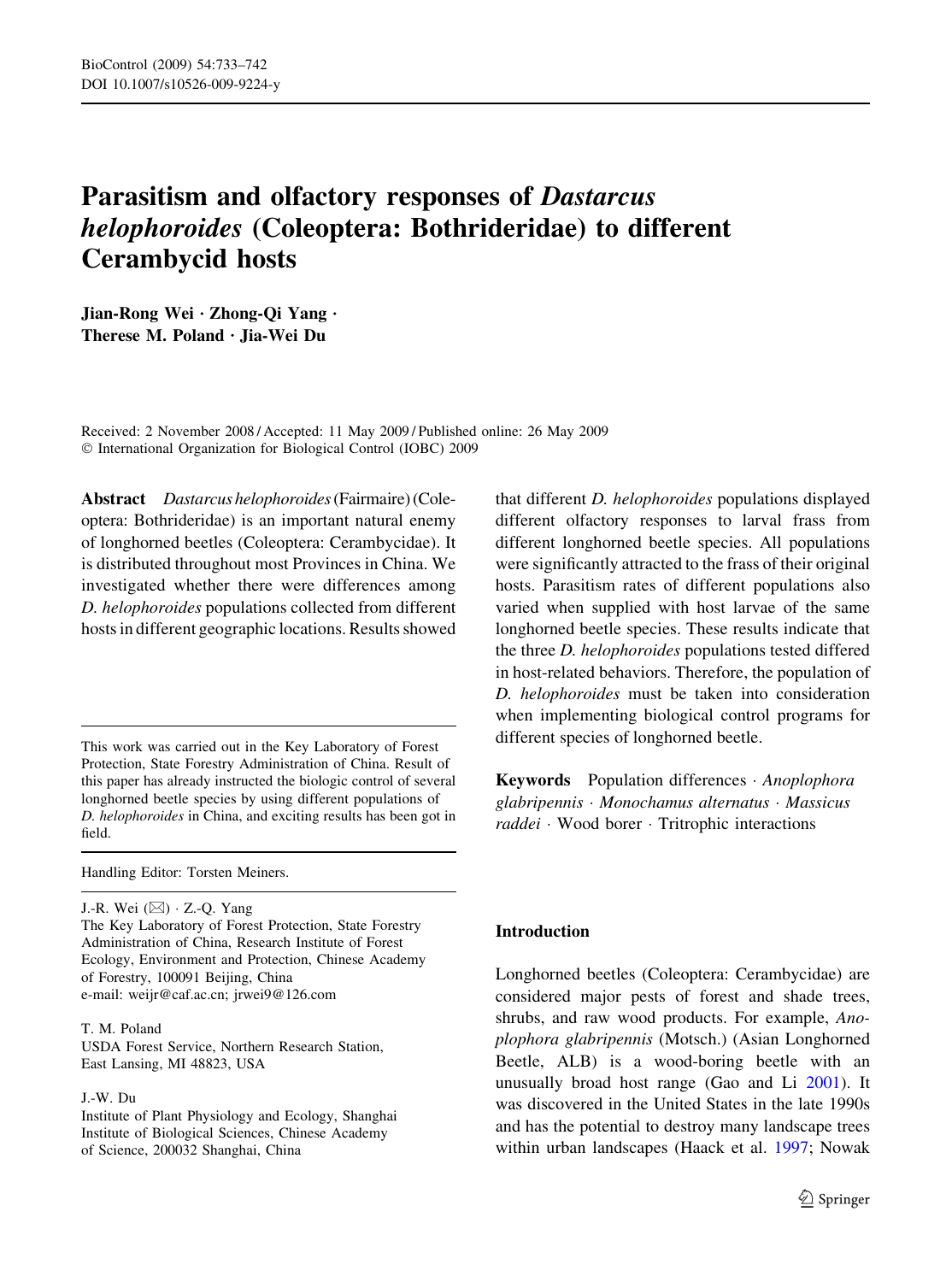# Parasitism and olfactory responses of *Dastarcus helophoroides* (Coleoptera: Bothrideridae) to different Cerambycid hosts

**Jian-Rong Wei · Zhong-Qi Yang · Therese M. Poland · Jia-Wei Du**

Received: 2 November 2008 / Accepted: 11 May 2009 / Published online: 26 May 2009
© International Organization for Biological Control (IOBC) 2009

**Abstract** *Dastarcus helophoroides* (Fairmaire) (Coleoptera: Bothrideridae) is an important natural enemy of longhorned beetles (Coleoptera: Cerambycidae). It is distributed throughout most Provinces in China. We investigated whether there were differences among *D. helophoroides* populations collected from different hosts in different geographic locations. Results showed that different *D. helophoroides* populations displayed different olfactory responses to larval frass from different longhorned beetle species. All populations were significantly attracted to the frass of their original hosts. Parasitism rates of different populations also varied when supplied with host larvae of the same longhorned beetle species. These results indicate that the three *D. helophoroides* populations tested differed in host-related behaviors. Therefore, the population of *D. helophoroides* must be taken into consideration when implementing biological control programs for different species of longhorned beetle.

**Keywords** Population differences · *Anoplophora glabripennis* · *Monochamus alternatus* · *Massicus raddei* · Wood borer · Tritrophic interactions

This work was carried out in the Key Laboratory of Forest Protection, State Forestry Administration of China. Result of this paper has already instructed the biologic control of several longhorned beetle species by using different populations of *D. helophoroides* in China, and exciting results has been got in field.

Handling Editor: Torsten Meiners.

J.-R. Wei (✉) · Z.-Q. Yang
The Key Laboratory of Forest Protection, State Forestry Administration of China, Research Institute of Forest Ecology, Environment and Protection, Chinese Academy of Forestry, 100091 Beijing, China
e-mail: weijr@caf.ac.cn; jrwei9@126.com

T. M. Poland
USDA Forest Service, Northern Research Station, East Lansing, MI 48823, USA

J.-W. Du
Institute of Plant Physiology and Ecology, Shanghai Institute of Biological Sciences, Chinese Academy of Science, 200032 Shanghai, China

## Introduction

Longhorned beetles (Coleoptera: Cerambycidae) are considered major pests of forest and shade trees, shrubs, and raw wood products. For example, *Anoplophora glabripennis* (Motsch.) (Asian Longhorned Beetle, ALB) is a wood-boring beetle with an unusually broad host range (Gao and Li 2001). It was discovered in the United States in the late 1990s and has the potential to destroy many landscape trees within urban landscapes (Haack et al. 1997; Nowak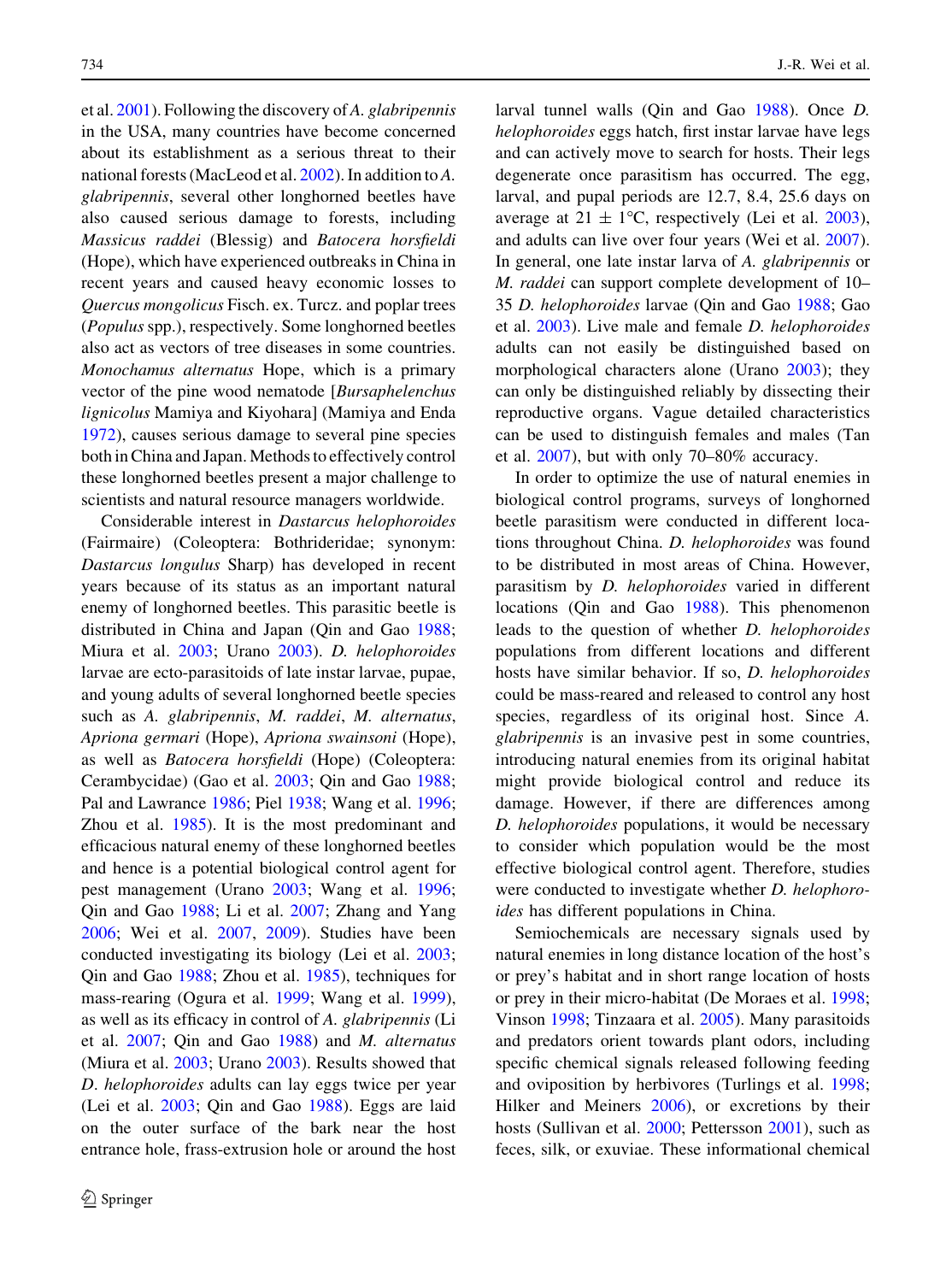et al. 2001). Following the discovery of *A. glabripennis* in the USA, many countries have become concerned about its establishment as a serious threat to their national forests (MacLeod et al. 2002). In addition to *A. glabripennis*, several other longhorned beetles have also caused serious damage to forests, including *Massicus raddei* (Blessig) and *Batocera horsfieldi* (Hope), which have experienced outbreaks in China in recent years and caused heavy economic losses to *Quercus mongolicus* Fisch. ex. Turcz. and poplar trees (*Populus* spp.), respectively. Some longhorned beetles also act as vectors of tree diseases in some countries. *Monochamus alternatus* Hope, which is a primary vector of the pine wood nematode [*Bursaphelenchus lignicolus* Mamiya and Kiyohara] (Mamiya and Enda 1972), causes serious damage to several pine species both in China and Japan. Methods to effectively control these longhorned beetles present a major challenge to scientists and natural resource managers worldwide.

Considerable interest in *Dastarcus helophoroides* (Fairmaire) (Coleoptera: Bothrideridae; synonym: *Dastarcus longulus* Sharp) has developed in recent years because of its status as an important natural enemy of longhorned beetles. This parasitic beetle is distributed in China and Japan (Qin and Gao 1988; Miura et al. 2003; Urano 2003). *D. helophoroides* larvae are ecto-parasitoids of late instar larvae, pupae, and young adults of several longhorned beetle species such as *A. glabripennis*, *M. raddei*, *M. alternatus*, *Apriona germari* (Hope), *Apriona swainsoni* (Hope), as well as *Batocera horsfieldi* (Hope) (Coleoptera: Cerambycidae) (Gao et al. 2003; Qin and Gao 1988; Pal and Lawrance 1986; Piel 1938; Wang et al. 1996; Zhou et al. 1985). It is the most predominant and efficacious natural enemy of these longhorned beetles and hence is a potential biological control agent for pest management (Urano 2003; Wang et al. 1996; Qin and Gao 1988; Li et al. 2007; Zhang and Yang 2006; Wei et al. 2007, 2009). Studies have been conducted investigating its biology (Lei et al. 2003; Qin and Gao 1988; Zhou et al. 1985), techniques for mass-rearing (Ogura et al. 1999; Wang et al. 1999), as well as its efficacy in control of *A. glabripennis* (Li et al. 2007; Qin and Gao 1988) and *M. alternatus* (Miura et al. 2003; Urano 2003). Results showed that *D. helophoroides* adults can lay eggs twice per year (Lei et al. 2003; Qin and Gao 1988). Eggs are laid on the outer surface of the bark near the host entrance hole, frass-extrusion hole or around the host larval tunnel walls (Qin and Gao 1988). Once *D. helophoroides* eggs hatch, first instar larvae have legs and can actively move to search for hosts. Their legs degenerate once parasitism has occurred. The egg, larval, and pupal periods are 12.7, 8.4, 25.6 days on average at 21 ± 1°C, respectively (Lei et al. 2003), and adults can live over four years (Wei et al. 2007). In general, one late instar larva of *A. glabripennis* or *M. raddei* can support complete development of 10–35 *D. helophoroides* larvae (Qin and Gao 1988; Gao et al. 2003). Live male and female *D. helophoroides* adults can not easily be distinguished based on morphological characters alone (Urano 2003); they can only be distinguished reliably by dissecting their reproductive organs. Vague detailed characteristics can be used to distinguish females and males (Tan et al. 2007), but with only 70–80% accuracy.

In order to optimize the use of natural enemies in biological control programs, surveys of longhorned beetle parasitism were conducted in different locations throughout China. *D. helophoroides* was found to be distributed in most areas of China. However, parasitism by *D. helophoroides* varied in different locations (Qin and Gao 1988). This phenomenon leads to the question of whether *D. helophoroides* populations from different locations and different hosts have similar behavior. If so, *D. helophoroides* could be mass-reared and released to control any host species, regardless of its original host. Since *A. glabripennis* is an invasive pest in some countries, introducing natural enemies from its original habitat might provide biological control and reduce its damage. However, if there are differences among *D. helophoroides* populations, it would be necessary to consider which population would be the most effective biological control agent. Therefore, studies were conducted to investigate whether *D. helophoroides* has different populations in China.

Semiochemicals are necessary signals used by natural enemies in long distance location of the host's or prey's habitat and in short range location of hosts or prey in their micro-habitat (De Moraes et al. 1998; Vinson 1998; Tinzaara et al. 2005). Many parasitoids and predators orient towards plant odors, including specific chemical signals released following feeding and oviposition by herbivores (Turlings et al. 1998; Hilker and Meiners 2006), or excretions by their hosts (Sullivan et al. 2000; Pettersson 2001), such as feces, silk, or exuviae. These informational chemical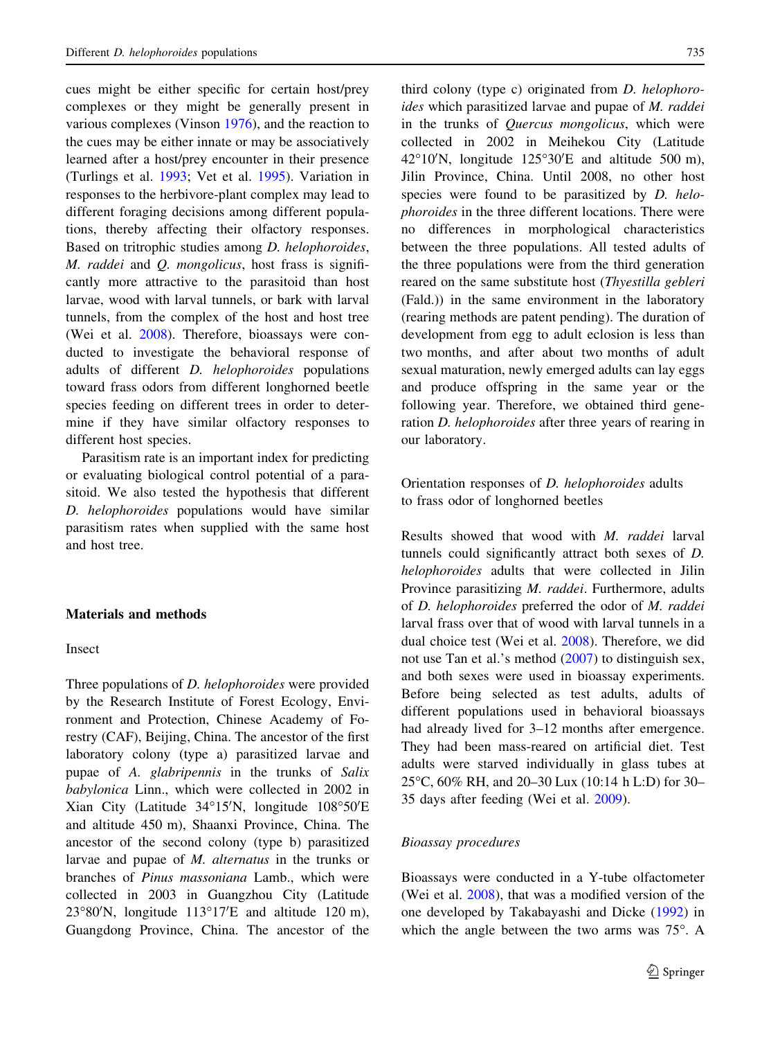cues might be either specific for certain host/prey complexes or they might be generally present in various complexes (Vinson 1976), and the reaction to the cues may be either innate or may be associatively learned after a host/prey encounter in their presence (Turlings et al. 1993; Vet et al. 1995). Variation in responses to the herbivore-plant complex may lead to different foraging decisions among different populations, thereby affecting their olfactory responses. Based on tritrophic studies among *D. helophoroides*, *M. raddei* and *Q. mongolicus*, host frass is significantly more attractive to the parasitoid than host larvae, wood with larval tunnels, or bark with larval tunnels, from the complex of the host and host tree (Wei et al. 2008). Therefore, bioassays were conducted to investigate the behavioral response of adults of different *D. helophoroides* populations toward frass odors from different longhorned beetle species feeding on different trees in order to determine if they have similar olfactory responses to different host species.

Parasitism rate is an important index for predicting or evaluating biological control potential of a parasitoid. We also tested the hypothesis that different *D. helophoroides* populations would have similar parasitism rates when supplied with the same host and host tree.

## Materials and methods

### Insect

Three populations of *D. helophoroides* were provided by the Research Institute of Forest Ecology, Environment and Protection, Chinese Academy of Forestry (CAF), Beijing, China. The ancestor of the first laboratory colony (type a) parasitized larvae and pupae of *A. glabripennis* in the trunks of *Salix babylonica* Linn., which were collected in 2002 in Xian City (Latitude 34°15′N, longitude 108°50′E and altitude 450 m), Shaanxi Province, China. The ancestor of the second colony (type b) parasitized larvae and pupae of *M. alternatus* in the trunks or branches of *Pinus massoniana* Lamb., which were collected in 2003 in Guangzhou City (Latitude 23°80′N, longitude 113°17′E and altitude 120 m), Guangdong Province, China. The ancestor of the third colony (type c) originated from *D. helophoroides* which parasitized larvae and pupae of *M. raddei* in the trunks of *Quercus mongolicus*, which were collected in 2002 in Meihekou City (Latitude 42°10′N, longitude 125°30′E and altitude 500 m), Jilin Province, China. Until 2008, no other host species were found to be parasitized by *D. helophoroides* in the three different locations. There were no differences in morphological characteristics between the three populations. All tested adults of the three populations were from the third generation reared on the same substitute host (*Thyestilla gebleri* (Fald.)) in the same environment in the laboratory (rearing methods are patent pending). The duration of development from egg to adult eclosion is less than two months, and after about two months of adult sexual maturation, newly emerged adults can lay eggs and produce offspring in the same year or the following year. Therefore, we obtained third generation *D. helophoroides* after three years of rearing in our laboratory.

### Orientation responses of *D. helophoroides* adults to frass odor of longhorned beetles

Results showed that wood with *M. raddei* larval tunnels could significantly attract both sexes of *D. helophoroides* adults that were collected in Jilin Province parasitizing *M. raddei*. Furthermore, adults of *D. helophoroides* preferred the odor of *M. raddei* larval frass over that of wood with larval tunnels in a dual choice test (Wei et al. 2008). Therefore, we did not use Tan et al.'s method (2007) to distinguish sex, and both sexes were used in bioassay experiments. Before being selected as test adults, adults of different populations used in behavioral bioassays had already lived for 3–12 months after emergence. They had been mass-reared on artificial diet. Test adults were starved individually in glass tubes at 25°C, 60% RH, and 20–30 Lux (10:14 h L:D) for 30–35 days after feeding (Wei et al. 2009).

#### *Bioassay procedures*

Bioassays were conducted in a Y-tube olfactometer (Wei et al. 2008), that was a modified version of the one developed by Takabayashi and Dicke (1992) in which the angle between the two arms was 75°. A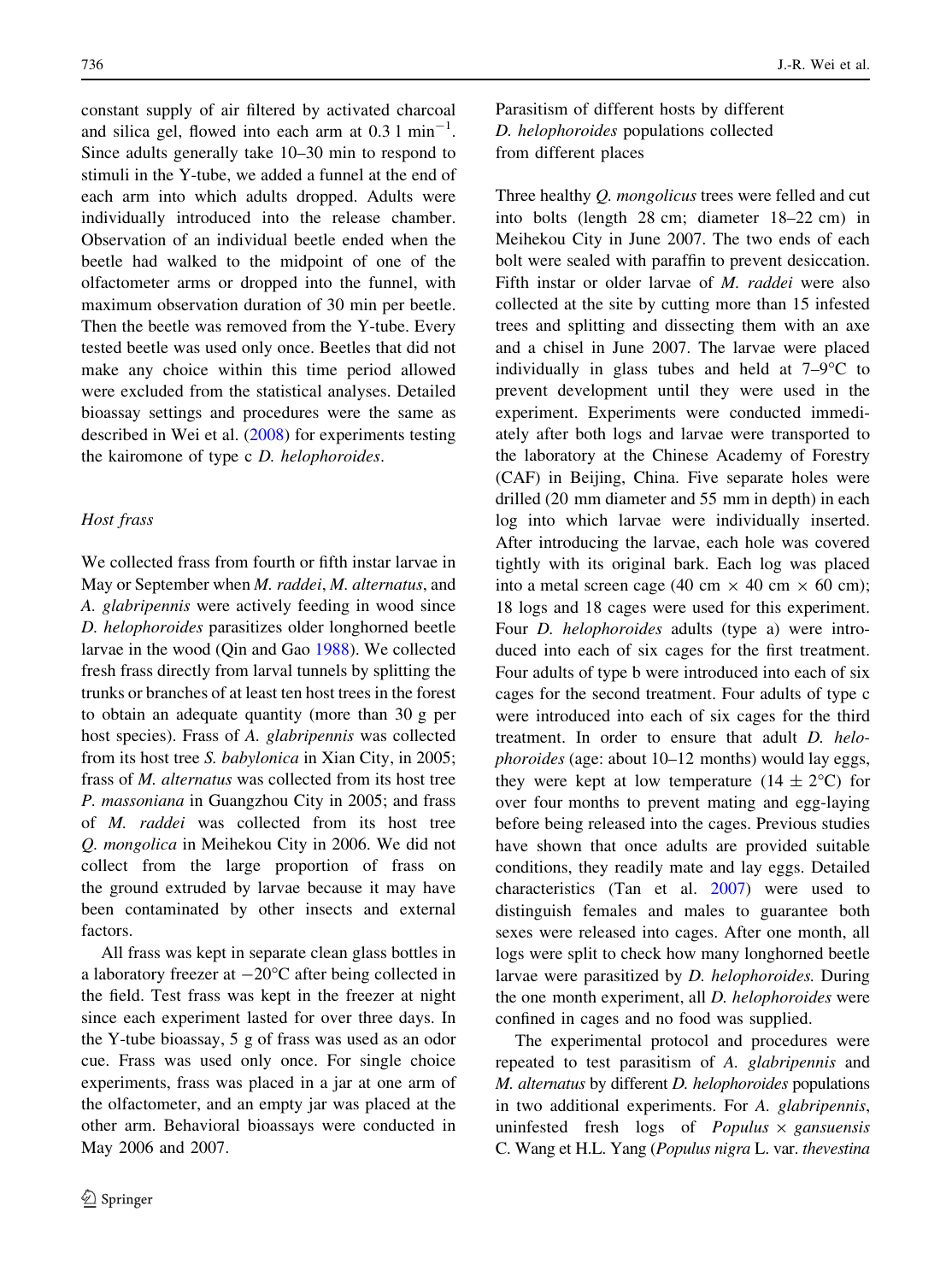constant supply of air filtered by activated charcoal and silica gel, flowed into each arm at 0.3 l $min^{-1}$. Since adults generally take 10–30 min to respond to stimuli in the Y-tube, we added a funnel at the end of each arm into which adults dropped. Adults were individually introduced into the release chamber. Observation of an individual beetle ended when the beetle had walked to the midpoint of one of the olfactometer arms or dropped into the funnel, with maximum observation duration of 30 min per beetle. Then the beetle was removed from the Y-tube. Every tested beetle was used only once. Beetles that did not make any choice within this time period allowed were excluded from the statistical analyses. Detailed bioassay settings and procedures were the same as described in Wei et al. (2008) for experiments testing the kairomone of type c *D. helophoroides*.

### Host frass

We collected frass from fourth or fifth instar larvae in May or September when *M. raddei*, *M. alternatus*, and *A. glabripennis* were actively feeding in wood since *D. helophoroides* parasitizes older longhorned beetle larvae in the wood (Qin and Gao 1988). We collected fresh frass directly from larval tunnels by splitting the trunks or branches of at least ten host trees in the forest to obtain an adequate quantity (more than 30 g per host species). Frass of *A. glabripennis* was collected from its host tree *S. babylonica* in Xian City, in 2005; frass of *M. alternatus* was collected from its host tree *P. massoniana* in Guangzhou City in 2005; and frass of *M. raddei* was collected from its host tree *Q. mongolica* in Meihekou City in 2006. We did not collect from the large proportion of frass on the ground extruded by larvae because it may have been contaminated by other insects and external factors.

All frass was kept in separate clean glass bottles in a laboratory freezer at −20°C after being collected in the field. Test frass was kept in the freezer at night since each experiment lasted for over three days. In the Y-tube bioassay, 5 g of frass was used as an odor cue. Frass was used only once. For single choice experiments, frass was placed in a jar at one arm of the olfactometer, and an empty jar was placed at the other arm. Behavioral bioassays were conducted in May 2006 and 2007.

### Parasitism of different hosts by different *D. helophoroides* populations collected from different places

Three healthy *Q. mongolicus* trees were felled and cut into bolts (length 28 cm; diameter 18–22 cm) in Meihekou City in June 2007. The two ends of each bolt were sealed with paraffin to prevent desiccation. Fifth instar or older larvae of *M. raddei* were also collected at the site by cutting more than 15 infested trees and splitting and dissecting them with an axe and a chisel in June 2007. The larvae were placed individually in glass tubes and held at 7–9°C to prevent development until they were used in the experiment. Experiments were conducted immediately after both logs and larvae were transported to the laboratory at the Chinese Academy of Forestry (CAF) in Beijing, China. Five separate holes were drilled (20 mm diameter and 55 mm in depth) in each log into which larvae were individually inserted. After introducing the larvae, each hole was covered tightly with its original bark. Each log was placed into a metal screen cage (40 cm × 40 cm × 60 cm); 18 logs and 18 cages were used for this experiment. Four *D. helophoroides* adults (type a) were introduced into each of six cages for the first treatment. Four adults of type b were introduced into each of six cages for the second treatment. Four adults of type c were introduced into each of six cages for the third treatment. In order to ensure that adult *D. helophoroides* (age: about 10–12 months) would lay eggs, they were kept at low temperature (14 ± 2°C) for over four months to prevent mating and egg-laying before being released into the cages. Previous studies have shown that once adults are provided suitable conditions, they readily mate and lay eggs. Detailed characteristics (Tan et al. 2007) were used to distinguish females and males to guarantee both sexes were released into cages. After one month, all logs were split to check how many longhorned beetle larvae were parasitized by *D. helophoroides*. During the one month experiment, all *D. helophoroides* were confined in cages and no food was supplied.

The experimental protocol and procedures were repeated to test parasitism of *A. glabripennis* and *M. alternatus* by different *D. helophoroides* populations in two additional experiments. For *A. glabripennis*, uninfested fresh logs of *Populus × gansuensis* C. Wang et H.L. Yang (*Populus nigra* L. var. *thevestina*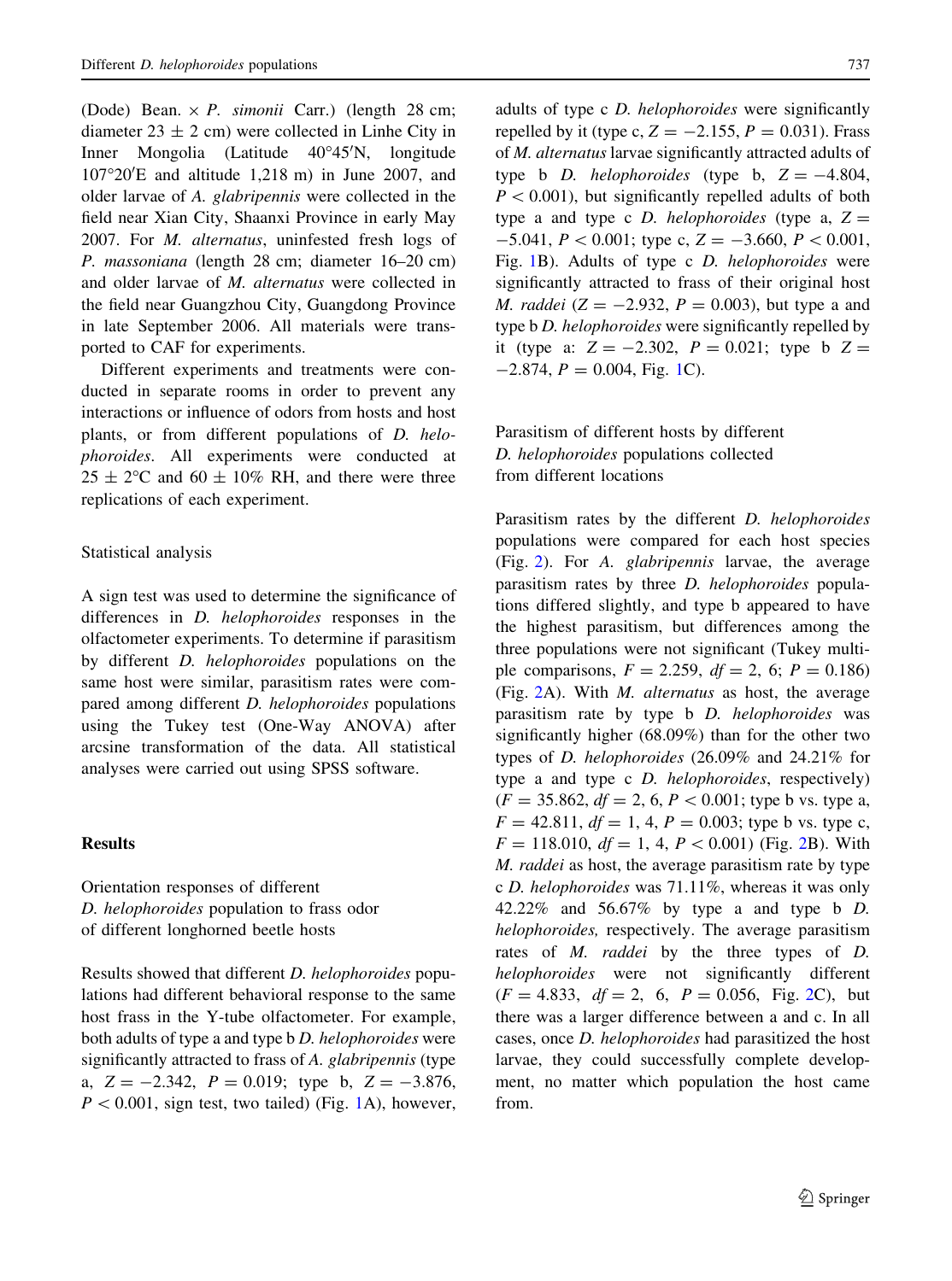(Dode) Bean. × *P. simonii* Carr.) (length 28 cm; diameter 23 ± 2 cm) were collected in Linhe City in Inner Mongolia (Latitude 40°45′N, longitude 107°20′E and altitude 1,218 m) in June 2007, and older larvae of *A. glabripennis* were collected in the field near Xian City, Shaanxi Province in early May 2007. For *M. alternatus*, uninfested fresh logs of *P. massoniana* (length 28 cm; diameter 16–20 cm) and older larvae of *M. alternatus* were collected in the field near Guangzhou City, Guangdong Province in late September 2006. All materials were transported to CAF for experiments.

Different experiments and treatments were conducted in separate rooms in order to prevent any interactions or influence of odors from hosts and host plants, or from different populations of *D. helophoroides*. All experiments were conducted at 25 ± 2°C and 60 ± 10% RH, and there were three replications of each experiment.

## Statistical analysis

A sign test was used to determine the significance of differences in *D. helophoroides* responses in the olfactometer experiments. To determine if parasitism by different *D. helophoroides* populations on the same host were similar, parasitism rates were compared among different *D. helophoroides* populations using the Tukey test (One-Way ANOVA) after arcsine transformation of the data. All statistical analyses were carried out using SPSS software.

# Results

## Orientation responses of different *D. helophoroides* population to frass odor of different longhorned beetle hosts

Results showed that different *D. helophoroides* populations had different behavioral response to the same host frass in the Y-tube olfactometer. For example, both adults of type a and type b *D. helophoroides* were significantly attracted to frass of *A. glabripennis* (type a, $Z = -2.342$, $P = 0.019$; type b, $Z = -3.876$, $P < 0.001$, sign test, two tailed) (Fig. 1A), however, adults of type c *D. helophoroides* were significantly repelled by it (type c, $Z = -2.155$, $P = 0.031$). Frass of *M. alternatus* larvae significantly attracted adults of type b *D. helophoroides* (type b, $Z = -4.804$, $P < 0.001$), but significantly repelled adults of both type a and type c *D. helophoroides* (type a, $Z = -5.041$, $P < 0.001$; type c, $Z = -3.660$, $P < 0.001$, Fig. 1B). Adults of type c *D. helophoroides* were significantly attracted to frass of their original host *M. raddei* ($Z = -2.932$, $P = 0.003$), but type a and type b *D. helophoroides* were significantly repelled by it (type a: $Z = -2.302$, $P = 0.021$; type b $Z = -2.874$, $P = 0.004$, Fig. 1C).

## Parasitism of different hosts by different *D. helophoroides* populations collected from different locations

Parasitism rates by the different *D. helophoroides* populations were compared for each host species (Fig. 2). For *A. glabripennis* larvae, the average parasitism rates by three *D. helophoroides* populations differed slightly, and type b appeared to have the highest parasitism, but differences among the three populations were not significant (Tukey multiple comparisons, $F = 2.259$, $df = 2, 6$; $P = 0.186$) (Fig. 2A). With *M. alternatus* as host, the average parasitism rate by type b *D. helophoroides* was significantly higher (68.09%) than for the other two types of *D. helophoroides* (26.09% and 24.21% for type a and type c *D. helophoroides*, respectively) ($F = 35.862$, $df = 2, 6$, $P < 0.001$; type b vs. type a, $F = 42.811$, $df = 1, 4$, $P = 0.003$; type b vs. type c, $F = 118.010$, $df = 1, 4$, $P < 0.001$) (Fig. 2B). With *M. raddei* as host, the average parasitism rate by type c *D. helophoroides* was 71.11%, whereas it was only 42.22% and 56.67% by type a and type b *D. helophoroides,* respectively. The average parasitism rates of *M. raddei* by the three types of *D. helophoroides* were not significantly different ($F = 4.833$, $df = 2, 6$, $P = 0.056$, Fig. 2C), but there was a larger difference between a and c. In all cases, once *D. helophoroides* had parasitized the host larvae, they could successfully complete development, no matter which population the host came from.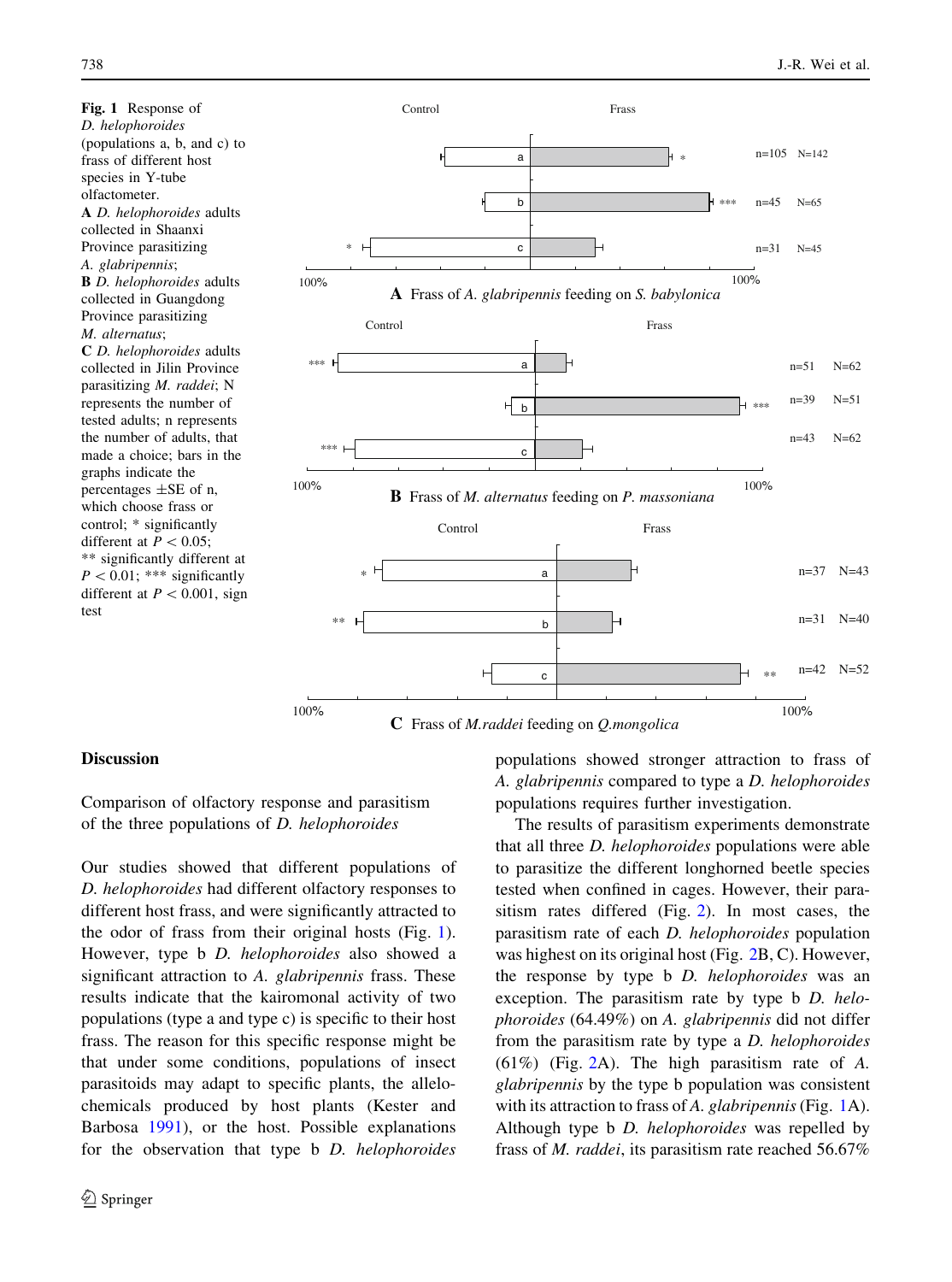**Fig. 1** Response of *D. helophoroides* (populations a, b, and c) to frass of different host species in Y-tube olfactometer. **A** *D. helophoroides* adults collected in Shaanxi Province parasitizing *A. glabripennis*; **B** *D. helophoroides* adults collected in Guangdong Province parasitizing *M. alternatus*; **C** *D. helophoroides* adults collected in Jilin Province parasitizing *M. raddei*; N represents the number of tested adults; n represents the number of adults, that made a choice; bars in the graphs indicate the percentages ±SE of n, which choose frass or control; * significantly different at $P < 0.05$; ** significantly different at $P < 0.01$; *** significantly different at $P < 0.001$, sign test

**A** Frass of *A. glabripennis* feeding on *S. babylonica*

**B** Frass of *M. alternatus* feeding on *P. massoniana*

**C** Frass of *M.raddei* feeding on *Q.mongolica*

## Discussion

### Comparison of olfactory response and parasitism of the three populations of *D. helophoroides*

Our studies showed that different populations of *D. helophoroides* had different olfactory responses to different host frass, and were significantly attracted to the odor of frass from their original hosts (Fig. 1). However, type b *D. helophoroides* also showed a significant attraction to *A. glabripennis* frass. These results indicate that the kairomonal activity of two populations (type a and type c) is specific to their host frass. The reason for this specific response might be that under some conditions, populations of insect parasitoids may adapt to specific plants, the allelochemicals produced by host plants (Kester and Barbosa 1991), or the host. Possible explanations for the observation that type b *D. helophoroides* populations showed stronger attraction to frass of *A. glabripennis* compared to type a *D. helophoroides* populations requires further investigation.

The results of parasitism experiments demonstrate that all three *D. helophoroides* populations were able to parasitize the different longhorned beetle species tested when confined in cages. However, their parasitism rates differed (Fig. 2). In most cases, the parasitism rate of each *D. helophoroides* population was highest on its original host (Fig. 2B, C). However, the response by type b *D. helophoroides* was an exception. The parasitism rate by type b *D. helophoroides* (64.49%) on *A. glabripennis* did not differ from the parasitism rate by type a *D. helophoroides* (61%) (Fig. 2A). The high parasitism rate of *A. glabripennis* by the type b population was consistent with its attraction to frass of *A. glabripennis* (Fig. 1A). Although type b *D. helophoroides* was repelled by frass of *M. raddei*, its parasitism rate reached 56.67%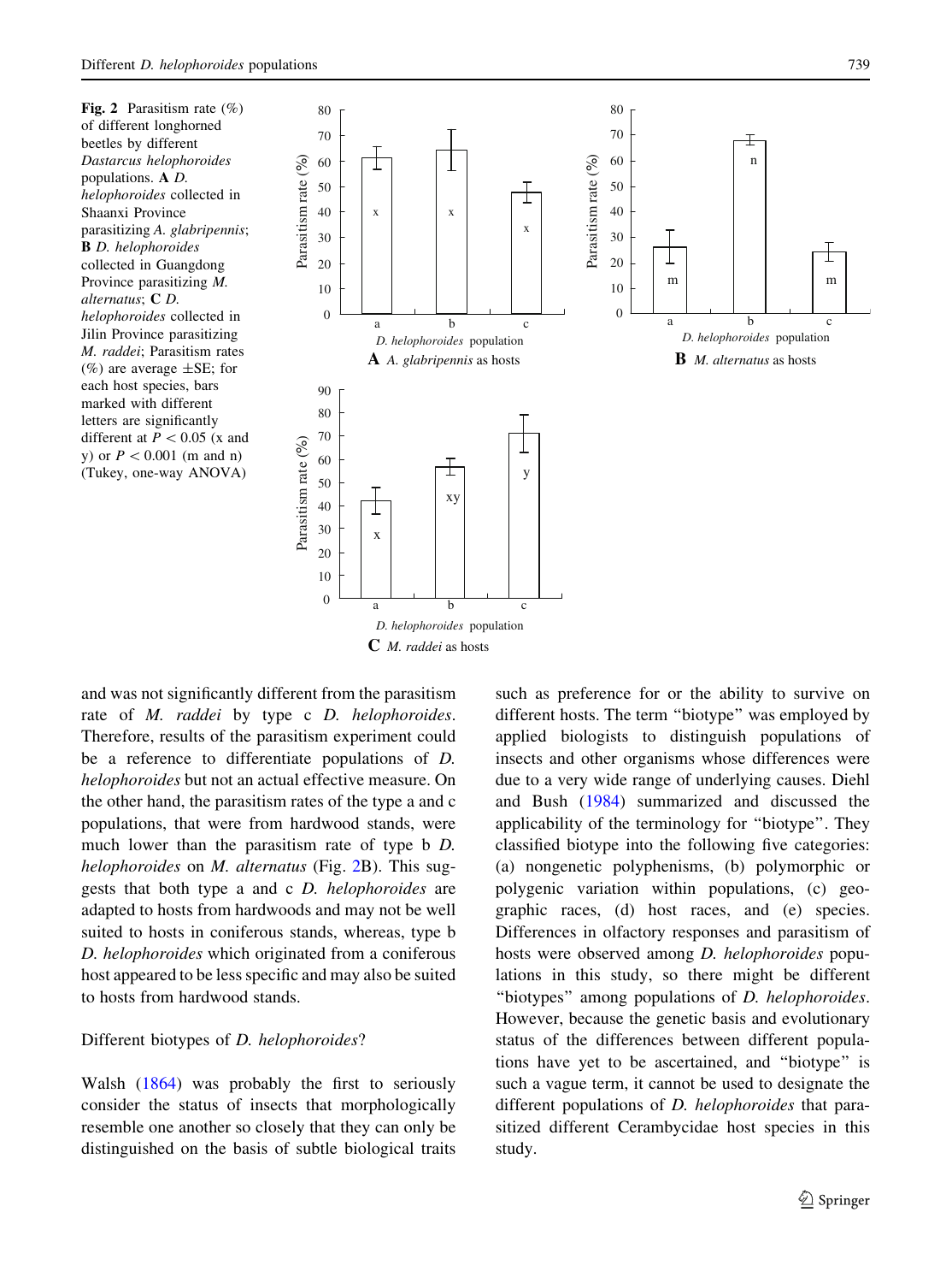80
70
60
50
40
30
20
10
0
Parasitism rate (%)
x
x
x
a
b
c
*D. helophoroides* population
**A** *A. glabripennis* as hosts

80
70
60
50
40
30
20
10
0
Parasitism rate (%)
m
n
m
a
b
c
*D. helophoroides* population
**B** *M. alternatus* as hosts

90
80
70
60
50
40
30
20
10
0
Parasitism rate (%)
x
xy
y
a
b
c
*D. helophoroides* population
**C** *M. raddei* as hosts

**Fig. 2** Parasitism rate (%) of different longhorned beetles by different *Dastarcus helophoroides* populations. **A** *D. helophoroides* collected in Shaanxi Province parasitizing *A. glabripennis*; **B** *D. helophoroides* collected in Guangdong Province parasitizing *M. alternatus*; **C** *D. helophoroides* collected in Jilin Province parasitizing *M. raddei*; Parasitism rates (%) are average ±SE; for each host species, bars marked with different letters are significantly different at $P < 0.05$ (x and y) or $P < 0.001$ (m and n) (Tukey, one-way ANOVA)

and was not significantly different from the parasitism rate of *M. raddei* by type c *D. helophoroides*. Therefore, results of the parasitism experiment could be a reference to differentiate populations of *D. helophoroides* but not an actual effective measure. On the other hand, the parasitism rates of the type a and c populations, that were from hardwood stands, were much lower than the parasitism rate of type b *D. helophoroides* on *M. alternatus* (Fig. 2B). This suggests that both type a and c *D. helophoroides* are adapted to hosts from hardwoods and may not be well suited to hosts in coniferous stands, whereas, type b *D. helophoroides* which originated from a coniferous host appeared to be less specific and may also be suited to hosts from hardwood stands.

## Different biotypes of *D. helophoroides*?

Walsh (1864) was probably the first to seriously consider the status of insects that morphologically resemble one another so closely that they can only be distinguished on the basis of subtle biological traits such as preference for or the ability to survive on different hosts. The term "biotype" was employed by applied biologists to distinguish populations of insects and other organisms whose differences were due to a very wide range of underlying causes. Diehl and Bush (1984) summarized and discussed the applicability of the terminology for "biotype". They classified biotype into the following five categories: (a) nongenetic polyphenisms, (b) polymorphic or polygenic variation within populations, (c) geographic races, (d) host races, and (e) species. Differences in olfactory responses and parasitism of hosts were observed among *D. helophoroides* populations in this study, so there might be different "biotypes" among populations of *D. helophoroides*. However, because the genetic basis and evolutionary status of the differences between different populations have yet to be ascertained, and "biotype" is such a vague term, it cannot be used to designate the different populations of *D. helophoroides* that parasitized different Cerambycidae host species in this study.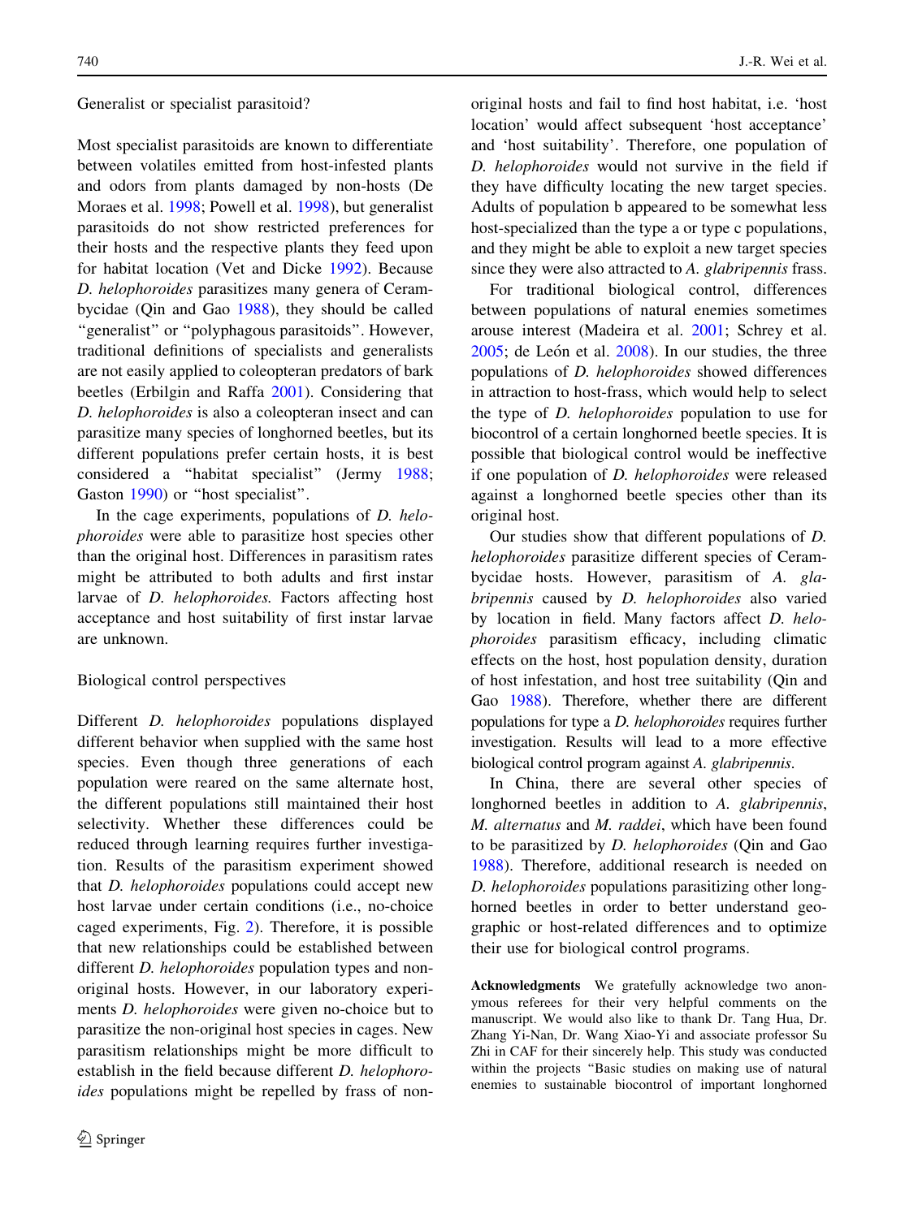### Generalist or specialist parasitoid?

Most specialist parasitoids are known to differentiate between volatiles emitted from host-infested plants and odors from plants damaged by non-hosts (De Moraes et al. 1998; Powell et al. 1998), but generalist parasitoids do not show restricted preferences for their hosts and the respective plants they feed upon for habitat location (Vet and Dicke 1992). Because *D. helophoroides* parasitizes many genera of Cerambycidae (Qin and Gao 1988), they should be called "generalist" or "polyphagous parasitoids". However, traditional definitions of specialists and generalists are not easily applied to coleopteran predators of bark beetles (Erbilgin and Raffa 2001). Considering that *D. helophoroides* is also a coleopteran insect and can parasitize many species of longhorned beetles, but its different populations prefer certain hosts, it is best considered a "habitat specialist" (Jermy 1988; Gaston 1990) or "host specialist".

In the cage experiments, populations of *D. helophoroides* were able to parasitize host species other than the original host. Differences in parasitism rates might be attributed to both adults and first instar larvae of *D. helophoroides.* Factors affecting host acceptance and host suitability of first instar larvae are unknown.

### Biological control perspectives

Different *D. helophoroides* populations displayed different behavior when supplied with the same host species. Even though three generations of each population were reared on the same alternate host, the different populations still maintained their host selectivity. Whether these differences could be reduced through learning requires further investigation. Results of the parasitism experiment showed that *D. helophoroides* populations could accept new host larvae under certain conditions (i.e., no-choice caged experiments, Fig. 2). Therefore, it is possible that new relationships could be established between different *D. helophoroides* population types and non-original hosts. However, in our laboratory experiments *D. helophoroides* were given no-choice but to parasitize the non-original host species in cages. New parasitism relationships might be more difficult to establish in the field because different *D. helophoroides* populations might be repelled by frass of non-original hosts and fail to find host habitat, i.e. 'host location' would affect subsequent 'host acceptance' and 'host suitability'. Therefore, one population of *D. helophoroides* would not survive in the field if they have difficulty locating the new target species. Adults of population b appeared to be somewhat less host-specialized than the type a or type c populations, and they might be able to exploit a new target species since they were also attracted to *A. glabripennis* frass.

For traditional biological control, differences between populations of natural enemies sometimes arouse interest (Madeira et al. 2001; Schrey et al. 2005; de León et al. 2008). In our studies, the three populations of *D. helophoroides* showed differences in attraction to host-frass, which would help to select the type of *D. helophoroides* population to use for biocontrol of a certain longhorned beetle species. It is possible that biological control would be ineffective if one population of *D. helophoroides* were released against a longhorned beetle species other than its original host.

Our studies show that different populations of *D. helophoroides* parasitize different species of Cerambycidae hosts. However, parasitism of *A. glabripennis* caused by *D. helophoroides* also varied by location in field. Many factors affect *D. helophoroides* parasitism efficacy, including climatic effects on the host, host population density, duration of host infestation, and host tree suitability (Qin and Gao 1988). Therefore, whether there are different populations for type a *D. helophoroides* requires further investigation. Results will lead to a more effective biological control program against *A. glabripennis*.

In China, there are several other species of longhorned beetles in addition to *A. glabripennis*, *M. alternatus* and *M. raddei*, which have been found to be parasitized by *D. helophoroides* (Qin and Gao 1988). Therefore, additional research is needed on *D. helophoroides* populations parasitizing other longhorned beetles in order to better understand geographic or host-related differences and to optimize their use for biological control programs.

**Acknowledgments** We gratefully acknowledge two anonymous referees for their very helpful comments on the manuscript. We would also like to thank Dr. Tang Hua, Dr. Zhang Yi-Nan, Dr. Wang Xiao-Yi and associate professor Su Zhi in CAF for their sincerely help. This study was conducted within the projects "Basic studies on making use of natural enemies to sustainable biocontrol of important longhorned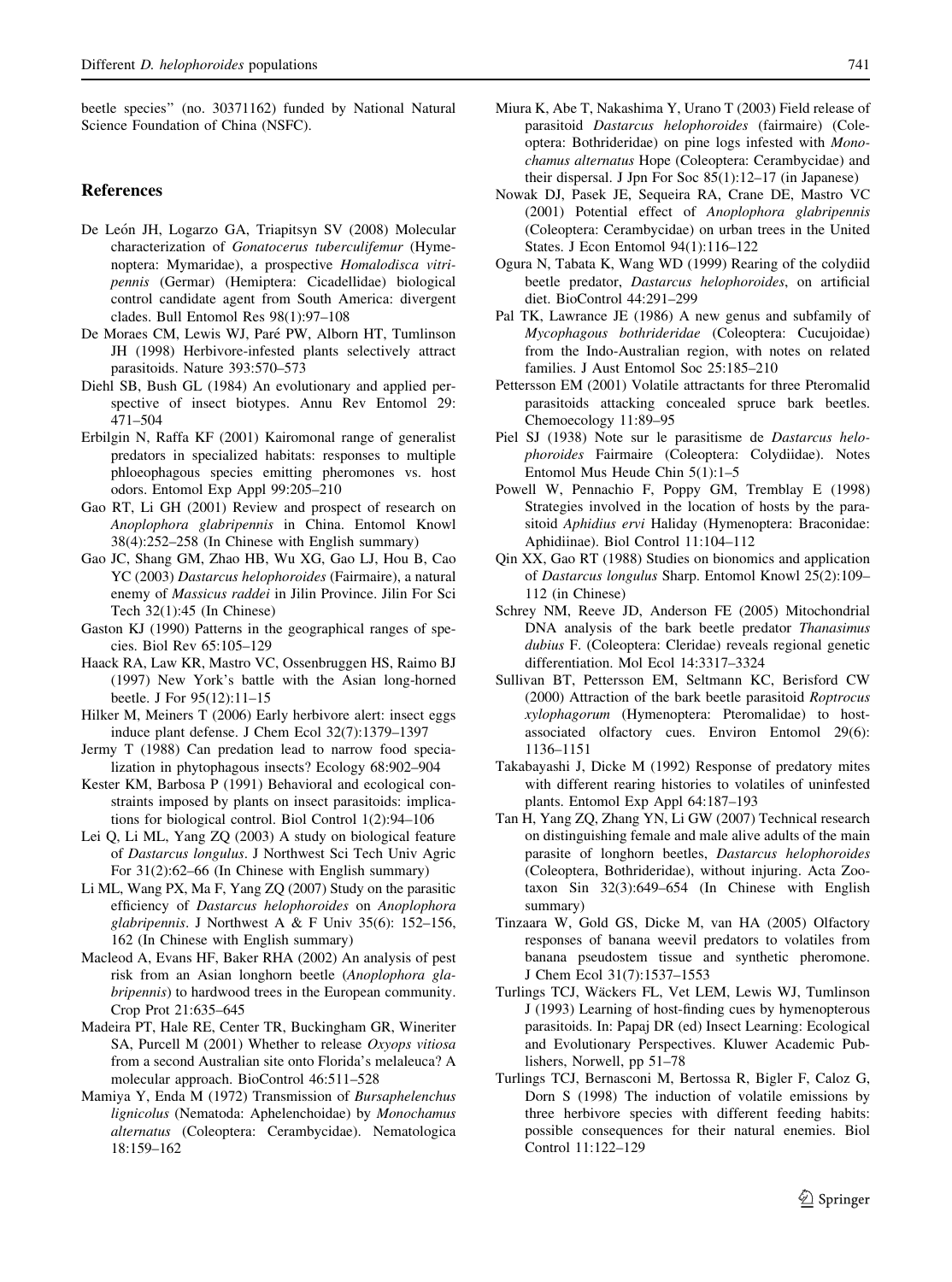beetle species" (no. 30371162) funded by National Natural Science Foundation of China (NSFC).

## References

De León JH, Logarzo GA, Triapitsyn SV (2008) Molecular characterization of *Gonatocerus tuberculifemur* (Hymenoptera: Mymaridae), a prospective *Homalodisca vitripennis* (Germar) (Hemiptera: Cicadellidae) biological control candidate agent from South America: divergent clades. Bull Entomol Res 98(1):97–108

De Moraes CM, Lewis WJ, Paré PW, Alborn HT, Tumlinson JH (1998) Herbivore-infested plants selectively attract parasitoids. Nature 393:570–573

Diehl SB, Bush GL (1984) An evolutionary and applied perspective of insect biotypes. Annu Rev Entomol 29: 471–504

Erbilgin N, Raffa KF (2001) Kairomonal range of generalist predators in specialized habitats: responses to multiple phloeophagous species emitting pheromones vs. host odors. Entomol Exp Appl 99:205–210

Gao RT, Li GH (2001) Review and prospect of research on *Anoplophora glabripennis* in China. Entomol Knowl 38(4):252–258 (In Chinese with English summary)

Gao JC, Shang GM, Zhao HB, Wu XG, Gao LJ, Hou B, Cao YC (2003) *Dastarcus helophoroides* (Fairmaire), a natural enemy of *Massicus raddei* in Jilin Province. Jilin For Sci Tech 32(1):45 (In Chinese)

Gaston KJ (1990) Patterns in the geographical ranges of species. Biol Rev 65:105–129

Haack RA, Law KR, Mastro VC, Ossenbruggen HS, Raimo BJ (1997) New York's battle with the Asian long-horned beetle. J For 95(12):11–15

Hilker M, Meiners T (2006) Early herbivore alert: insect eggs induce plant defense. J Chem Ecol 32(7):1379–1397

Jermy T (1988) Can predation lead to narrow food specialization in phytophagous insects? Ecology 68:902–904

Kester KM, Barbosa P (1991) Behavioral and ecological constraints imposed by plants on insect parasitoids: implications for biological control. Biol Control 1(2):94–106

Lei Q, Li ML, Yang ZQ (2003) A study on biological feature of *Dastarcus longulus*. J Northwest Sci Tech Univ Agric For 31(2):62–66 (In Chinese with English summary)

Li ML, Wang PX, Ma F, Yang ZQ (2007) Study on the parasitic efficiency of *Dastarcus helophoroides* on *Anoplophora glabripennis*. J Northwest A & F Univ 35(6): 152–156, 162 (In Chinese with English summary)

Macleod A, Evans HF, Baker RHA (2002) An analysis of pest risk from an Asian longhorn beetle (*Anoplophora glabripennis*) to hardwood trees in the European community. Crop Prot 21:635–645

Madeira PT, Hale RE, Center TR, Buckingham GR, Wineriter SA, Purcell M (2001) Whether to release *Oxyops vitiosa* from a second Australian site onto Florida's melaleuca? A molecular approach. BioControl 46:511–528

Mamiya Y, Enda M (1972) Transmission of *Bursaphelenchus lignicolus* (Nematoda: Aphelenchoidae) by *Monochamus alternatus* (Coleoptera: Cerambycidae). Nematologica 18:159–162

Miura K, Abe T, Nakashima Y, Urano T (2003) Field release of parasitoid *Dastarcus helophoroides* (fairmaire) (Coleoptera: Bothrideridae) on pine logs infested with *Monochamus alternatus* Hope (Coleoptera: Cerambycidae) and their dispersal. J Jpn For Soc 85(1):12–17 (in Japanese)

Nowak DJ, Pasek JE, Sequeira RA, Crane DE, Mastro VC (2001) Potential effect of *Anoplophora glabripennis* (Coleoptera: Cerambycidae) on urban trees in the United States. J Econ Entomol 94(1):116–122

Ogura N, Tabata K, Wang WD (1999) Rearing of the colydiid beetle predator, *Dastarcus helophoroides*, on artificial diet. BioControl 44:291–299

Pal TK, Lawrence JE (1986) A new genus and subfamily of *Mycophagous bothrideridae* (Coleoptera: Cucujoidae) from the Indo-Australian region, with notes on related families. J Aust Entomol Soc 25:185–210

Pettersson EM (2001) Volatile attractants for three Pteromalid parasitoids attacking concealed spruce bark beetles. Chemoecology 11:89–95

Piel SJ (1938) Note sur le parasitisme de *Dastarcus helophoroides* Fairmaire (Coleoptera: Colydiidae). Notes Entomol Mus Heude Chin 5(1):1–5

Powell W, Pennachio F, Poppy GM, Tremblay E (1998) Strategies involved in the location of hosts by the parasitoid *Aphidius ervi* Haliday (Hymenoptera: Braconidae: Aphidiinae). Biol Control 11:104–112

Qin XX, Gao RT (1988) Studies on bionomics and application of *Dastarcus longulus* Sharp. Entomol Knowl 25(2):109–112 (in Chinese)

Schrey NM, Reeve JD, Anderson FE (2005) Mitochondrial DNA analysis of the bark beetle predator *Thanasimus dubius* F. (Coleoptera: Cleridae) reveals regional genetic differentiation. Mol Ecol 14:3317–3324

Sullivan BT, Pettersson EM, Seltmann KC, Berisford CW (2000) Attraction of the bark beetle parasitoid *Roptrocus xylophagorum* (Hymenoptera: Pteromalidae) to host-associated olfactory cues. Environ Entomol 29(6): 1136–1151

Takabayashi J, Dicke M (1992) Response of predatory mites with different rearing histories to volatiles of uninfested plants. Entomol Exp Appl 64:187–193

Tan H, Yang ZQ, Zhang YN, Li GW (2007) Technical research on distinguishing female and male alive adults of the main parasite of longhorn beetles, *Dastarcus helophoroides* (Coleoptera, Bothrideridae), without injuring. Acta Zootaxon Sin 32(3):649–654 (In Chinese with English summary)

Tinzaara W, Gold GS, Dicke M, van HA (2005) Olfactory responses of banana weevil predators to volatiles from banana pseudostem tissue and synthetic pheromone. J Chem Ecol 31(7):1537–1553

Turlings TCJ, Wäckers FL, Vet LEM, Lewis WJ, Tumlinson J (1993) Learning of host-finding cues by hymenopterous parasitoids. In: Papaj DR (ed) Insect Learning: Ecological and Evolutionary Perspectives. Kluwer Academic Publishers, Norwell, pp 51–78

Turlings TCJ, Bernasconi M, Bertossa R, Bigler F, Caloz G, Dorn S (1998) The induction of volatile emissions by three herbivore species with different feeding habits: possible consequences for their natural enemies. Biol Control 11:122–129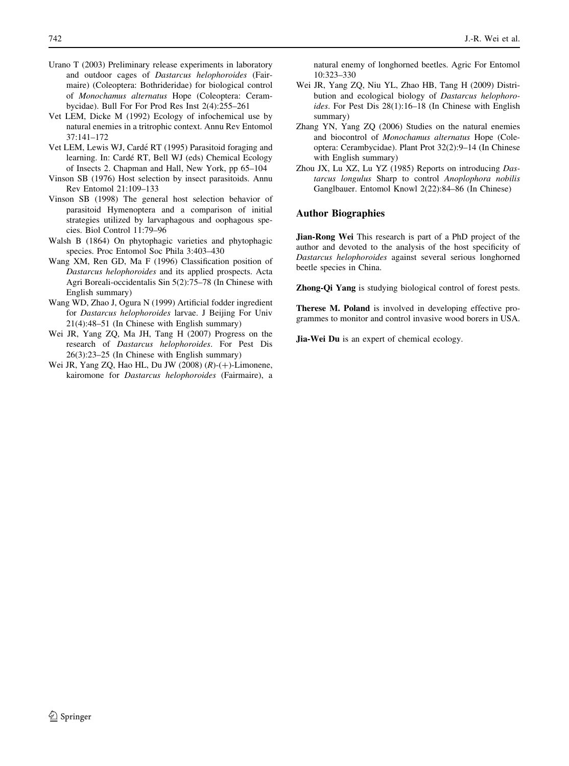Urano T (2003) Preliminary release experiments in laboratory and outdoor cages of *Dastarcus helophoroides* (Fairmaire) (Coleoptera: Bothrideridae) for biological control of *Monochamus alternatus* Hope (Coleoptera: Cerambycidae). Bull For For Prod Res Inst 2(4):255–261

Vet LEM, Dicke M (1992) Ecology of infochemical use by natural enemies in a tritrophic context. Annu Rev Entomol 37:141–172

Vet LEM, Lewis WJ, Cardé RT (1995) Parasitoid foraging and learning. In: Cardé RT, Bell WJ (eds) Chemical Ecology of Insects 2. Chapman and Hall, New York, pp 65–104

Vinson SB (1976) Host selection by insect parasitoids. Annu Rev Entomol 21:109–133

Vinson SB (1998) The general host selection behavior of parasitoid Hymenoptera and a comparison of initial strategies utilized by larvaphagous and oophagous species. Biol Control 11:79–96

Walsh B (1864) On phytophagic varieties and phytophagic species. Proc Entomol Soc Phila 3:403–430

Wang XM, Ren GD, Ma F (1996) Classification position of *Dastarcus helophoroides* and its applied prospects. Acta Agri Boreali-occidentalis Sin 5(2):75–78 (In Chinese with English summary)

Wang WD, Zhao J, Ogura N (1999) Artificial fodder ingredient for *Dastarcus helophoroides* larvae. J Beijing For Univ 21(4):48–51 (In Chinese with English summary)

Wei JR, Yang ZQ, Ma JH, Tang H (2007) Progress on the research of *Dastarcus helophoroides*. For Pest Dis 26(3):23–25 (In Chinese with English summary)

Wei JR, Yang ZQ, Hao HL, Du JW (2008) (*R*)-(+)-Limonene, kairomone for *Dastarcus helophoroides* (Fairmaire), a natural enemy of longhorned beetles. Agric For Entomol 10:323–330

Wei JR, Yang ZQ, Niu YL, Zhao HB, Tang H (2009) Distribution and ecological biology of *Dastarcus helophoroides*. For Pest Dis 28(1):16–18 (In Chinese with English summary)

Zhang YN, Yang ZQ (2006) Studies on the natural enemies and biocontrol of *Monochamus alternatus* Hope (Coleoptera: Cerambycidae). Plant Prot 32(2):9–14 (In Chinese with English summary)

Zhou JX, Lu XZ, Lu YZ (1985) Reports on introducing *Dastarcus longulus* Sharp to control *Anoplophora nobilis* Ganglbauer. Entomol Knowl 2(22):84–86 (In Chinese)

## Author Biographies

**Jian-Rong Wei** This research is part of a PhD project of the author and devoted to the analysis of the host specificity of *Dastarcus helophoroides* against several serious longhorned beetle species in China.

**Zhong-Qi Yang** is studying biological control of forest pests.

**Therese M. Poland** is involved in developing effective programmes to monitor and control invasive wood borers in USA.

**Jia-Wei Du** is an expert of chemical ecology.